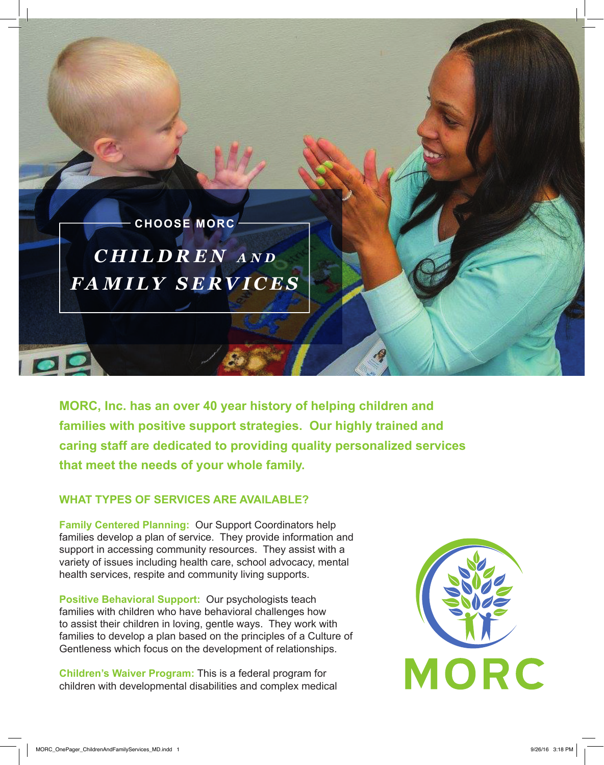CHOOSE MORC

# *CHILDREN AND FAMILY SERVICES*

**MORC, Inc. has an over 40 year history of helping children and families with positive support strategies. Our highly trained and caring staff are dedicated to providing quality personalized services that meet the needs of your whole family.**

## WHAT TYPES OF SERVICES ARE AVAILABLE?

**Family Centered Planning:** Our Support Coordinators help families develop a plan of service. They provide information and support in accessing community resources. They assist with a variety of issues including health care, school advocacy, mental health services, respite and community living supports.

**Positive Behavioral Support:** Our psychologists teach families with children who have behavioral challenges how to assist their children in loving, gentle ways. They work with families to develop a plan based on the principles of a Culture of Gentleness which focus on the development of relationships.

**Children's Waiver Program:** This is a federal program for children with developmental disabilities and complex medical

MORC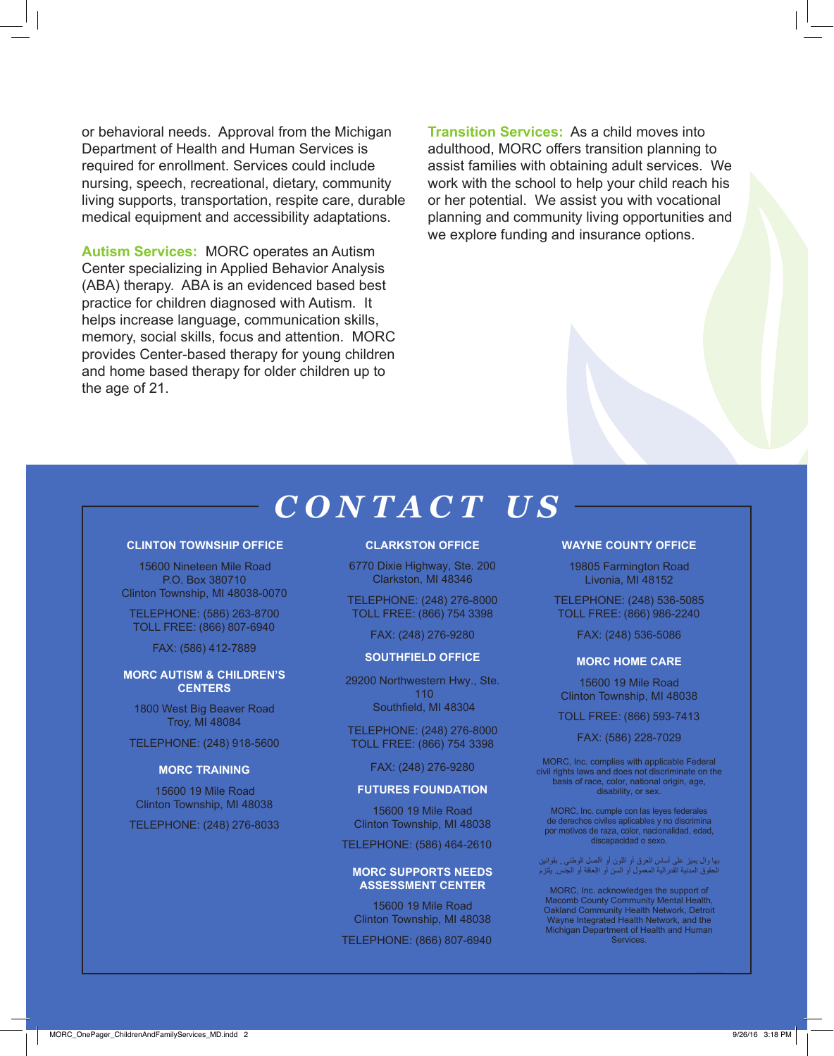or behavioral needs. Approval from the Michigan Department of Health and Human Services is required for enrollment. Services could include nursing, speech, recreational, dietary, community living supports, transportation, respite care, durable medical equipment and accessibility adaptations.

**Autism Services:** MORC operates an Autism Center specializing in Applied Behavior Analysis (ABA) therapy. ABA is an evidenced based best practice for children diagnosed with Autism. It helps increase language, communication skills, memory, social skills, focus and attention. MORC provides Center-based therapy for young children and home based therapy for older children up to the age of 21.

**Transition Services:** As a child moves into adulthood, MORC offers transition planning to assist families with obtaining adult services. We work with the school to help your child reach his or her potential. We assist you with vocational planning and community living opportunities and we explore funding and insurance options.

# *CONTACT US*

**CLINTON TOWNSHIP OFFICE**

15600 Nineteen Mile Road
P.O. Box 380710
Clinton Township, MI 48038-0070

TELEPHONE: (586) 263-8700
TOLL FREE: (866) 807-6940

FAX: (586) 412-7889

**MORC AUTISM & CHILDREN'S CENTERS**

1800 West Big Beaver Road
Troy, MI 48084

TELEPHONE: (248) 918-5600

**MORC TRAINING**

15600 19 Mile Road
Clinton Township, MI 48038

TELEPHONE: (248) 276-8033

**CLARKSTON OFFICE**

6770 Dixie Highway, Ste. 200
Clarkston, MI 48346

TELEPHONE: (248) 276-8000
TOLL FREE: (866) 754 3398

FAX: (248) 276-9280

**SOUTHFIELD OFFICE**

29200 Northwestern Hwy., Ste. 110
Southfield, MI 48304

TELEPHONE: (248) 276-8000
TOLL FREE: (866) 754 3398

FAX: (248) 276-9280

**FUTURES FOUNDATION**

15600 19 Mile Road
Clinton Township, MI 48038

TELEPHONE: (586) 464-2610

**MORC SUPPORTS NEEDS ASSESSMENT CENTER**

15600 19 Mile Road
Clinton Township, MI 48038

TELEPHONE: (866) 807-6940

**WAYNE COUNTY OFFICE**

19805 Farmington Road
Livonia, MI 48152

TELEPHONE: (248) 536-5085
TOLL FREE: (866) 986-2240

FAX: (248) 536-5086

**MORC HOME CARE**

15600 19 Mile Road
Clinton Township, MI 48038

TOLL FREE: (866) 593-7413

FAX: (586) 228-7029

MORC, Inc. complies with applicable Federal civil rights laws and does not discriminate on the basis of race, color, national origin, age, disability, or sex.

MORC, Inc. cumple con las leyes federales de derechos civiles aplicables y no discrimina por motivos de raza, color, nacionalidad, edad, discapacidad o sexo.

بها وال يميز على أساس العرق أو اللون أو األصل الوطني ، بقوانين الحقوق المدنية الفدرالية المعمول أو السن أو اإلعاقة أو الجنس. يلتزم

MORC, Inc. acknowledges the support of Macomb County Community Mental Health, Oakland Community Health Network, Detroit Wayne Integrated Health Network, and the Michigan Department of Health and Human Services.